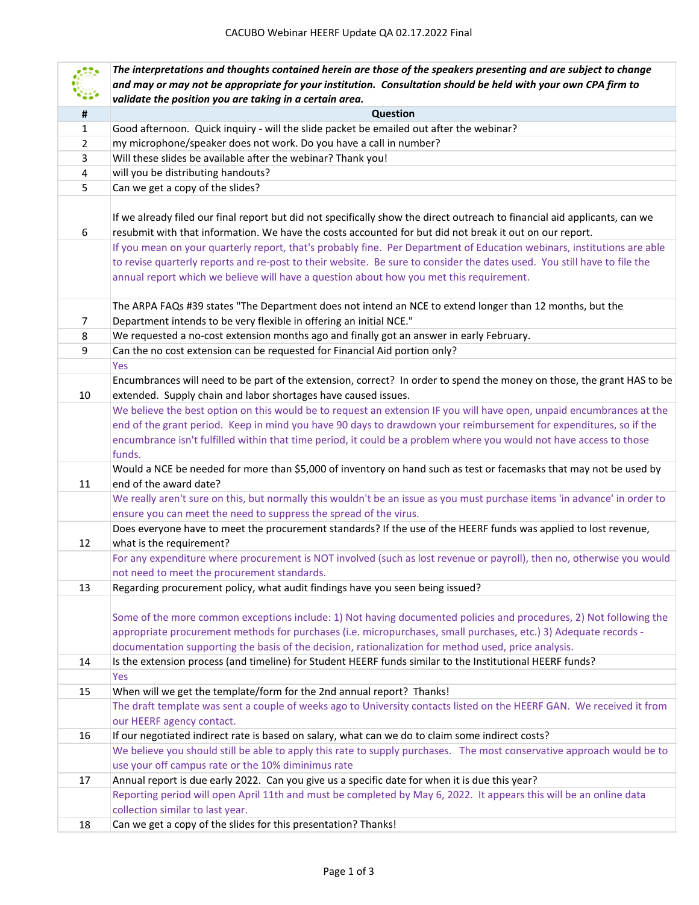# CACUBO Webinar HEERF Update QA 02.17.2022 Final

***The interpretations and thoughts contained herein are those of the speakers presenting and are subject to change and may or may not be appropriate for your institution. Consultation should be held with your own CPA firm to validate the position you are taking in a certain area.***

| # | Question |
|---|---|
| 1 | Good afternoon. Quick inquiry - will the slide packet be emailed out after the webinar? |
| 2 | my microphone/speaker does not work. Do you have a call in number? |
| 3 | Will these slides be available after the webinar? Thank you! |
| 4 | will you be distributing handouts? |
| 5 | Can we get a copy of the slides? |
| 6 | If we already filed our final report but did not specifically show the direct outreach to financial aid applicants, can we resubmit with that information. We have the costs accounted for but did not break it out on our report. |
| | If you mean on your quarterly report, that's probably fine. Per Department of Education webinars, institutions are able to revise quarterly reports and re-post to their website. Be sure to consider the dates used. You still have to file the annual report which we believe will have a question about how you met this requirement. |
| 7 | The ARPA FAQs #39 states "The Department does not intend an NCE to extend longer than 12 months, but the Department intends to be very flexible in offering an initial NCE." |
| 8 | We requested a no-cost extension months ago and finally got an answer in early February. |
| 9 | Can the no cost extension can be requested for Financial Aid portion only? |
| | Yes |
| 10 | Encumbrances will need to be part of the extension, correct? In order to spend the money on those, the grant HAS to be extended. Supply chain and labor shortages have caused issues. |
| | We believe the best option on this would be to request an extension IF you will have open, unpaid encumbrances at the end of the grant period. Keep in mind you have 90 days to drawdown your reimbursement for expenditures, so if the encumbrance isn't fulfilled within that time period, it could be a problem where you would not have access to those funds. |
| 11 | Would a NCE be needed for more than $5,000 of inventory on hand such as test or facemasks that may not be used by end of the award date? |
| | We really aren't sure on this, but normally this wouldn't be an issue as you must purchase items 'in advance' in order to ensure you can meet the need to suppress the spread of the virus. |
| 12 | Does everyone have to meet the procurement standards? If the use of the HEERF funds was applied to lost revenue, what is the requirement? |
| | For any expenditure where procurement is NOT involved (such as lost revenue or payroll), then no, otherwise you would not need to meet the procurement standards. |
| 13 | Regarding procurement policy, what audit findings have you seen being issued? |
| | Some of the more common exceptions include: 1) Not having documented policies and procedures, 2) Not following the appropriate procurement methods for purchases (i.e. micropurchases, small purchases, etc.) 3) Adequate records - documentation supporting the basis of the decision, rationalization for method used, price analysis. |
| 14 | Is the extension process (and timeline) for Student HEERF funds similar to the Institutional HEERF funds? |
| | Yes |
| 15 | When will we get the template/form for the 2nd annual report? Thanks! |
| | The draft template was sent a couple of weeks ago to University contacts listed on the HEERF GAN. We received it from our HEERF agency contact. |
| 16 | If our negotiated indirect rate is based on salary, what can we do to claim some indirect costs? |
| | We believe you should still be able to apply this rate to supply purchases. The most conservative approach would be to use your off campus rate or the 10% diminimus rate |
| 17 | Annual report is due early 2022. Can you give us a specific date for when it is due this year? |
| | Reporting period will open April 11th and must be completed by May 6, 2022. It appears this will be an online data collection similar to last year. |
| 18 | Can we get a copy of the slides for this presentation? Thanks! |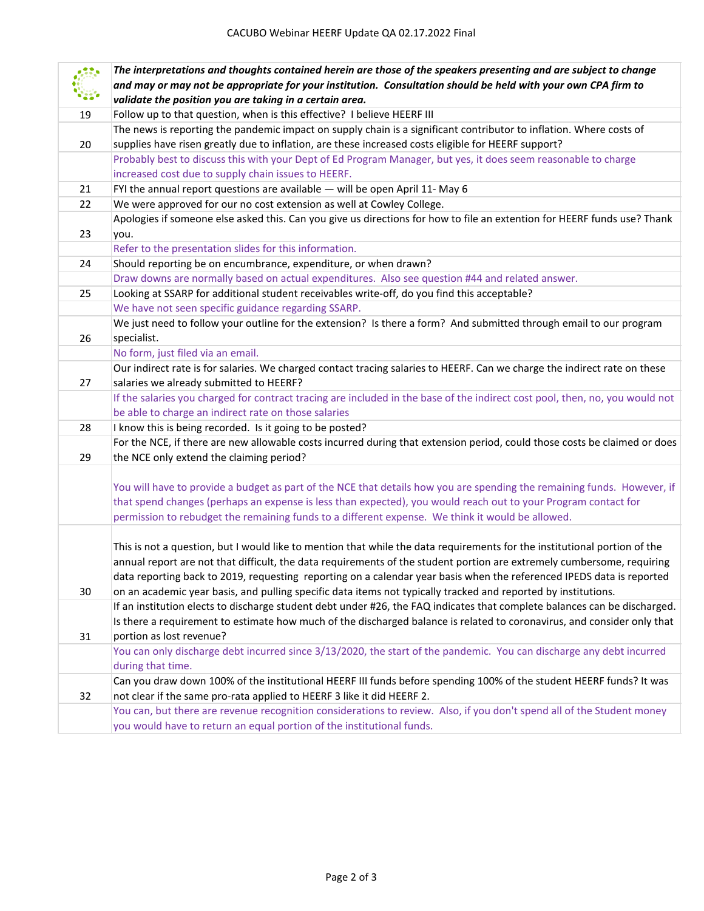| | *The interpretations and thoughts contained herein are those of the speakers presenting and are subject to change and may or may not be appropriate for your institution. Consultation should be held with your own CPA firm to validate the position you are taking in a certain area.* |
|---|---|
| 19 | Follow up to that question, when is this effective? I believe HEERF III |
| 20 | The news is reporting the pandemic impact on supply chain is a significant contributor to inflation. Where costs of supplies have risen greatly due to inflation, are these increased costs eligible for HEERF support? |
| | Probably best to discuss this with your Dept of Ed Program Manager, but yes, it does seem reasonable to charge increased cost due to supply chain issues to HEERF. |
| 21 | FYI the annual report questions are available — will be open April 11- May 6 |
| 22 | We were approved for our no cost extension as well at Cowley College. |
| 23 | Apologies if someone else asked this. Can you give us directions for how to file an extention for HEERF funds use? Thank you. |
| | Refer to the presentation slides for this information. |
| 24 | Should reporting be on encumbrance, expenditure, or when drawn? |
| | Draw downs are normally based on actual expenditures. Also see question #44 and related answer. |
| 25 | Looking at SSARP for additional student receivables write-off, do you find this acceptable? |
| | We have not seen specific guidance regarding SSARP. |
| 26 | We just need to follow your outline for the extension? Is there a form? And submitted through email to our program specialist. |
| | No form, just filed via an email. |
| 27 | Our indirect rate is for salaries. We charged contact tracing salaries to HEERF. Can we charge the indirect rate on these salaries we already submitted to HEERF? |
| | If the salaries you charged for contract tracing are included in the base of the indirect cost pool, then, no, you would not be able to charge an indirect rate on those salaries |
| 28 | I know this is being recorded. Is it going to be posted? |
| 29 | For the NCE, if there are new allowable costs incurred during that extension period, could those costs be claimed or does the NCE only extend the claiming period? |
| | You will have to provide a budget as part of the NCE that details how you are spending the remaining funds. However, if that spend changes (perhaps an expense is less than expected), you would reach out to your Program contact for permission to rebudget the remaining funds to a different expense. We think it would be allowed. |
| 30 | This is not a question, but I would like to mention that while the data requirements for the institutional portion of the annual report are not that difficult, the data requirements of the student portion are extremely cumbersome, requiring data reporting back to 2019, requesting reporting on a calendar year basis when the referenced IPEDS data is reported on an academic year basis, and pulling specific data items not typically tracked and reported by institutions. |
| 31 | If an institution elects to discharge student debt under #26, the FAQ indicates that complete balances can be discharged. Is there a requirement to estimate how much of the discharged balance is related to coronavirus, and consider only that portion as lost revenue? |
| | You can only discharge debt incurred since 3/13/2020, the start of the pandemic. You can discharge any debt incurred during that time. |
| 32 | Can you draw down 100% of the institutional HEERF III funds before spending 100% of the student HEERF funds? It was not clear if the same pro-rata applied to HEERF 3 like it did HEERF 2. |
| | You can, but there are revenue recognition considerations to review. Also, if you don't spend all of the Student money you would have to return an equal portion of the institutional funds. |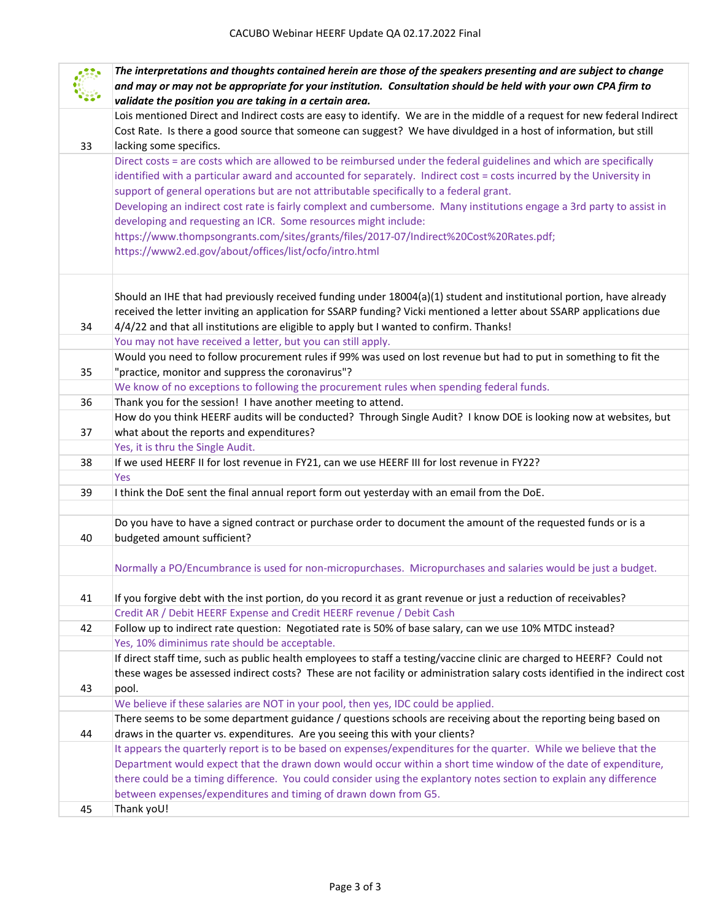| | |
|---|---|
| | ***The interpretations and thoughts contained herein are those of the speakers presenting and are subject to change and may or may not be appropriate for your institution. Consultation should be held with your own CPA firm to validate the position you are taking in a certain area.*** |
| 33 | Lois mentioned Direct and Indirect costs are easy to identify. We are in the middle of a request for new federal Indirect Cost Rate. Is there a good source that someone can suggest? We have divulged in a host of information, but still lacking some specifics. |
| | Direct costs = are costs which are allowed to be reimbursed under the federal guidelines and which are specifically identified with a particular award and accounted for separately. Indirect cost = costs incurred by the University in support of general operations but are not attributable specifically to a federal grant. Developing an indirect cost rate is fairly complext and cumbersome. Many institutions engage a 3rd party to assist in developing and requesting an ICR. Some resources might include: https://www.thompsongrants.com/sites/grants/files/2017-07/Indirect%20Cost%20Rates.pdf; https://www2.ed.gov/about/offices/list/ocfo/intro.html |
| 34 | Should an IHE that had previously received funding under 18004(a)(1) student and institutional portion, have already received the letter inviting an application for SSARP funding? Vicki mentioned a letter about SSARP applications due 4/4/22 and that all institutions are eligible to apply but I wanted to confirm. Thanks! |
| | You may not have received a letter, but you can still apply. |
| 35 | Would you need to follow procurement rules if 99% was used on lost revenue but had to put in something to fit the "practice, monitor and suppress the coronavirus"? |
| | We know of no exceptions to following the procurement rules when spending federal funds. |
| 36 | Thank you for the session! I have another meeting to attend. |
| 37 | How do you think HEERF audits will be conducted? Through Single Audit? I know DOE is looking now at websites, but what about the reports and expenditures? |
| | Yes, it is thru the Single Audit. |
| 38 | If we used HEERF II for lost revenue in FY21, can we use HEERF III for lost revenue in FY22? |
| | Yes |
| 39 | I think the DoE sent the final annual report form out yesterday with an email from the DoE. |
| | |
| 40 | Do you have to have a signed contract or purchase order to document the amount of the requested funds or is a budgeted amount sufficient? |
| | Normally a PO/Encumbrance is used for non-micropurchases. Micropurchases and salaries would be just a budget. |
| 41 | If you forgive debt with the inst portion, do you record it as grant revenue or just a reduction of receivables? |
| | Credit AR / Debit HEERF Expense and Credit HEERF revenue / Debit Cash |
| 42 | Follow up to indirect rate question: Negotiated rate is 50% of base salary, can we use 10% MTDC instead? |
| | Yes, 10% diminimus rate should be acceptable. |
| 43 | If direct staff time, such as public health employees to staff a testing/vaccine clinic are charged to HEERF? Could not these wages be assessed indirect costs? These are not facility or administration salary costs identified in the indirect cost pool. |
| | We believe if these salaries are NOT in your pool, then yes, IDC could be applied. |
| 44 | There seems to be some department guidance / questions schools are receiving about the reporting being based on draws in the quarter vs. expenditures. Are you seeing this with your clients? |
| | It appears the quarterly report is to be based on expenses/expenditures for the quarter. While we believe that the Department would expect that the drawn down would occur within a short time window of the date of expenditure, there could be a timing difference. You could consider using the explantory notes section to explain any difference between expenses/expenditures and timing of drawn down from G5. |
| 45 | Thank yoU! |